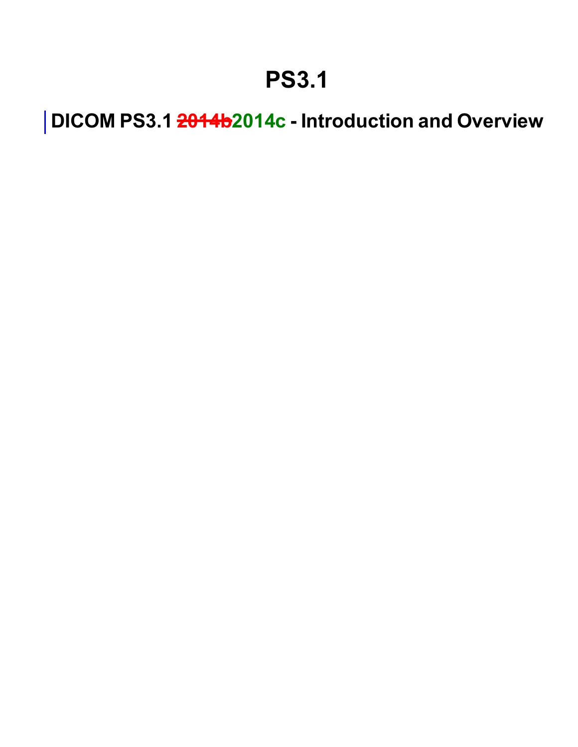# PS3.1

## DICOM PS3.1 ~~2014b~~2014c - Introduction and Overview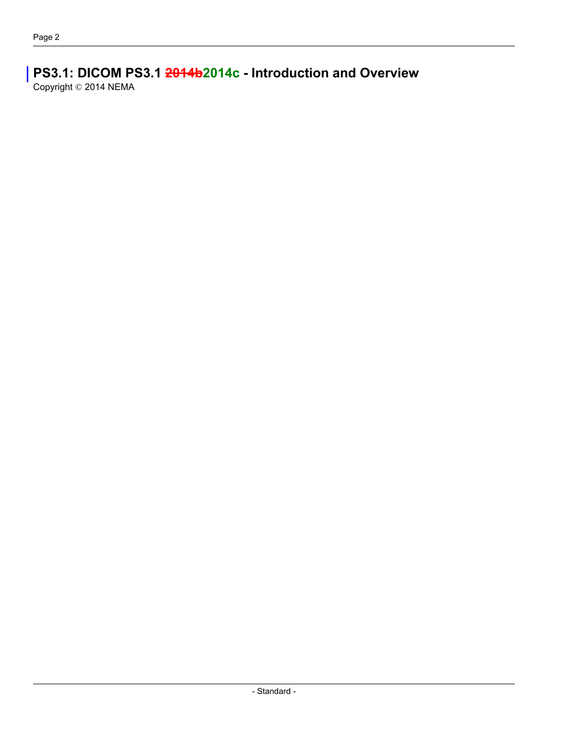# PS3.1: DICOM PS3.1 ~~2014b~~2014c - Introduction and Overview

Copyright © 2014 NEMA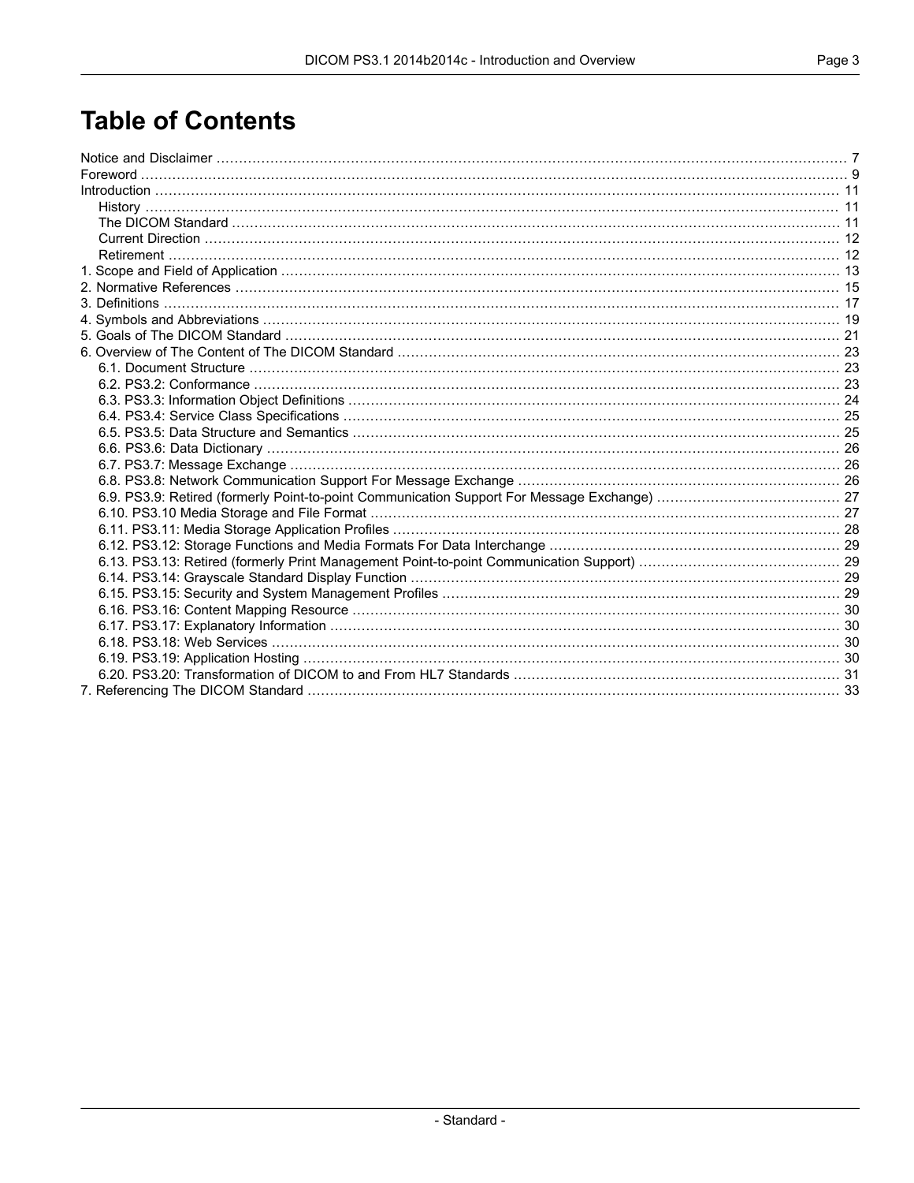# Table of Contents

Notice and Disclaimer ........................................................................................................................................ 7
Foreword ............................................................................................................................................................ 9
Introduction ........................................................................................................................................................ 11
  History .......................................................................................................................................................... 11
  The DICOM Standard .................................................................................................................................... 11
  Current Direction ............................................................................................................................................ 12
  Retirement ..................................................................................................................................................... 12
1. Scope and Field of Application ........................................................................................................................ 13
2. Normative References ..................................................................................................................................... 15
3. Definitions ...................................................................................................................................................... 17
4. Symbols and Abbreviations ............................................................................................................................. 19
5. Goals of The DICOM Standard ........................................................................................................................ 21
6. Overview of The Content of The DICOM Standard ............................................................................................ 23
  6.1. Document Structure ................................................................................................................................... 23
  6.2. PS3.2: Conformance .................................................................................................................................. 23
  6.3. PS3.3: Information Object Definitions ......................................................................................................... 24
  6.4. PS3.4: Service Class Specifications ............................................................................................................ 25
  6.5. PS3.5: Data Structure and Semantics ......................................................................................................... 25
  6.6. PS3.6: Data Dictionary ............................................................................................................................... 26
  6.7. PS3.7: Message Exchange ......................................................................................................................... 26
  6.8. PS3.8: Network Communication Support For Message Exchange ................................................................ 26
  6.9. PS3.9: Retired (formerly Point-to-point Communication Support For Message Exchange) ............................... 27
  6.10. PS3.10 Media Storage and File Format ...................................................................................................... 27
  6.11. PS3.11: Media Storage Application Profiles ............................................................................................... 28
  6.12. PS3.12: Storage Functions and Media Formats For Data Interchange .......................................................... 29
  6.13. PS3.13: Retired (formerly Print Management Point-to-point Communication Support) .................................... 29
  6.14. PS3.14: Grayscale Standard Display Function ............................................................................................ 29
  6.15. PS3.15: Security and System Management Profiles ................................................................................... 29
  6.16. PS3.16: Content Mapping Resource .......................................................................................................... 30
  6.17. PS3.17: Explanatory Information ............................................................................................................... 30
  6.18. PS3.18: Web Services .............................................................................................................................. 30
  6.19. PS3.19: Application Hosting ...................................................................................................................... 30
  6.20. PS3.20: Transformation of DICOM to and From HL7 Standards ................................................................... 31
7. Referencing The DICOM Standard ................................................................................................................... 33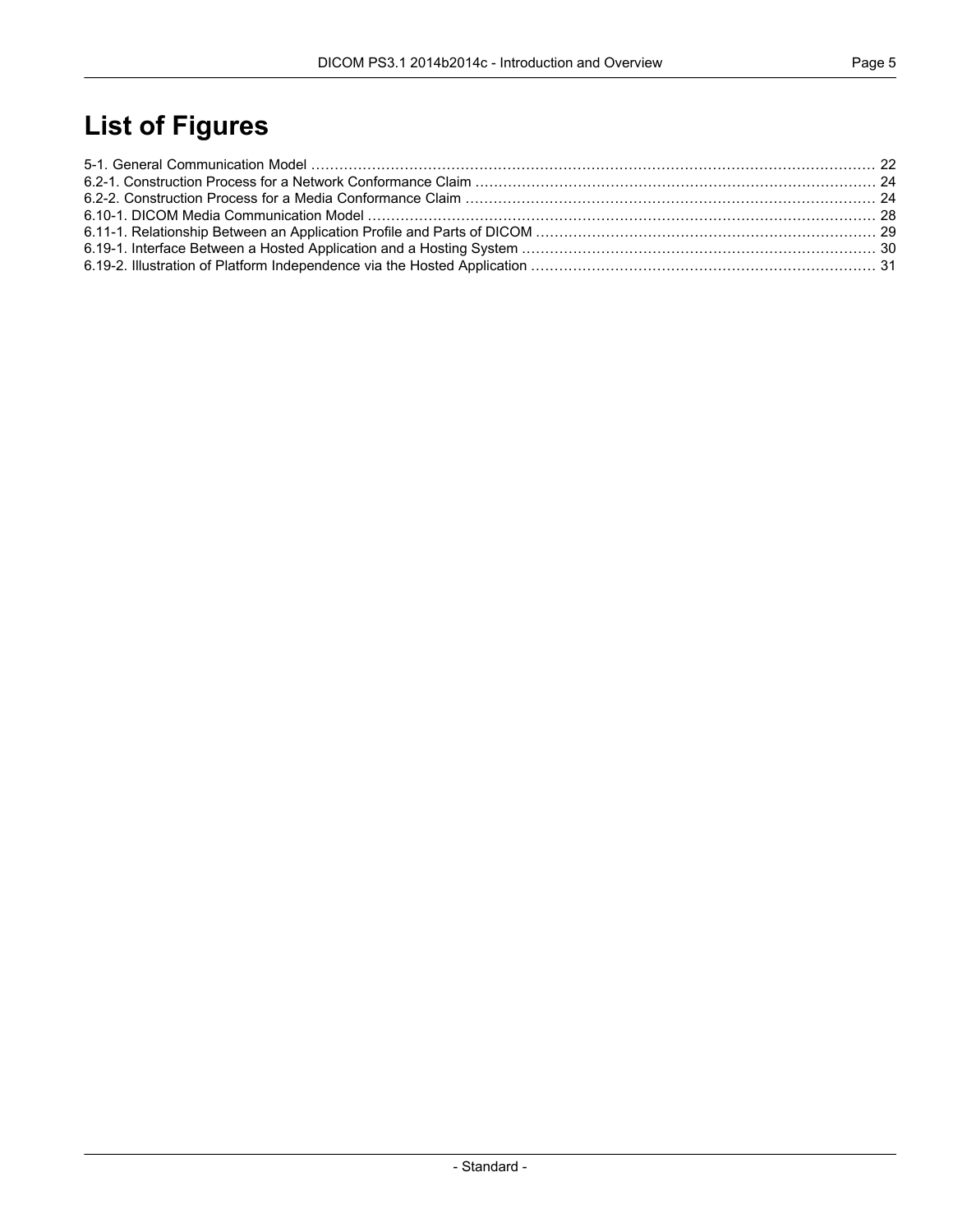# List of Figures

5-1. General Communication Model ........................................................................................................................ 22
6.2-1. Construction Process for a Network Conformance Claim ..................................................................................... 24
6.2-2. Construction Process for a Media Conformance Claim ....................................................................................... 24
6.10-1. DICOM Media Communication Model ............................................................................................................ 28
6.11-1. Relationship Between an Application Profile and Parts of DICOM ........................................................................ 29
6.19-1. Interface Between a Hosted Application and a Hosting System ........................................................................... 30
6.19-2. Illustration of Platform Independence via the Hosted Application ......................................................................... 31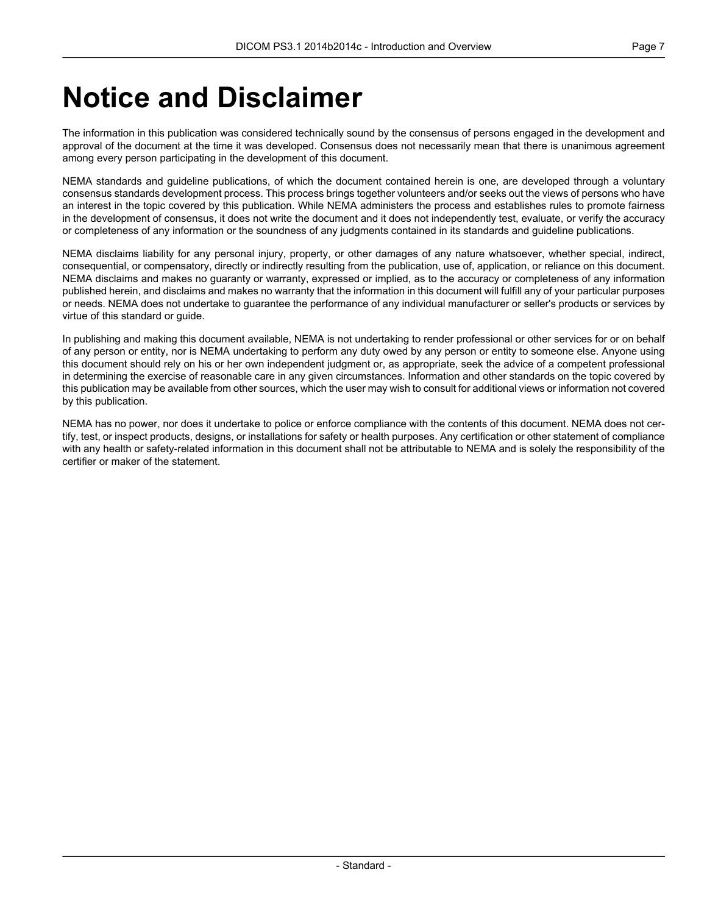# Notice and Disclaimer

The information in this publication was considered technically sound by the consensus of persons engaged in the development and approval of the document at the time it was developed. Consensus does not necessarily mean that there is unanimous agreement among every person participating in the development of this document.

NEMA standards and guideline publications, of which the document contained herein is one, are developed through a voluntary consensus standards development process. This process brings together volunteers and/or seeks out the views of persons who have an interest in the topic covered by this publication. While NEMA administers the process and establishes rules to promote fairness in the development of consensus, it does not write the document and it does not independently test, evaluate, or verify the accuracy or completeness of any information or the soundness of any judgments contained in its standards and guideline publications.

NEMA disclaims liability for any personal injury, property, or other damages of any nature whatsoever, whether special, indirect, consequential, or compensatory, directly or indirectly resulting from the publication, use of, application, or reliance on this document. NEMA disclaims and makes no guaranty or warranty, expressed or implied, as to the accuracy or completeness of any information published herein, and disclaims and makes no warranty that the information in this document will fulfill any of your particular purposes or needs. NEMA does not undertake to guarantee the performance of any individual manufacturer or seller's products or services by virtue of this standard or guide.

In publishing and making this document available, NEMA is not undertaking to render professional or other services for or on behalf of any person or entity, nor is NEMA undertaking to perform any duty owed by any person or entity to someone else. Anyone using this document should rely on his or her own independent judgment or, as appropriate, seek the advice of a competent professional in determining the exercise of reasonable care in any given circumstances. Information and other standards on the topic covered by this publication may be available from other sources, which the user may wish to consult for additional views or information not covered by this publication.

NEMA has no power, nor does it undertake to police or enforce compliance with the contents of this document. NEMA does not certify, test, or inspect products, designs, or installations for safety or health purposes. Any certification or other statement of compliance with any health or safety-related information in this document shall not be attributable to NEMA and is solely the responsibility of the certifier or maker of the statement.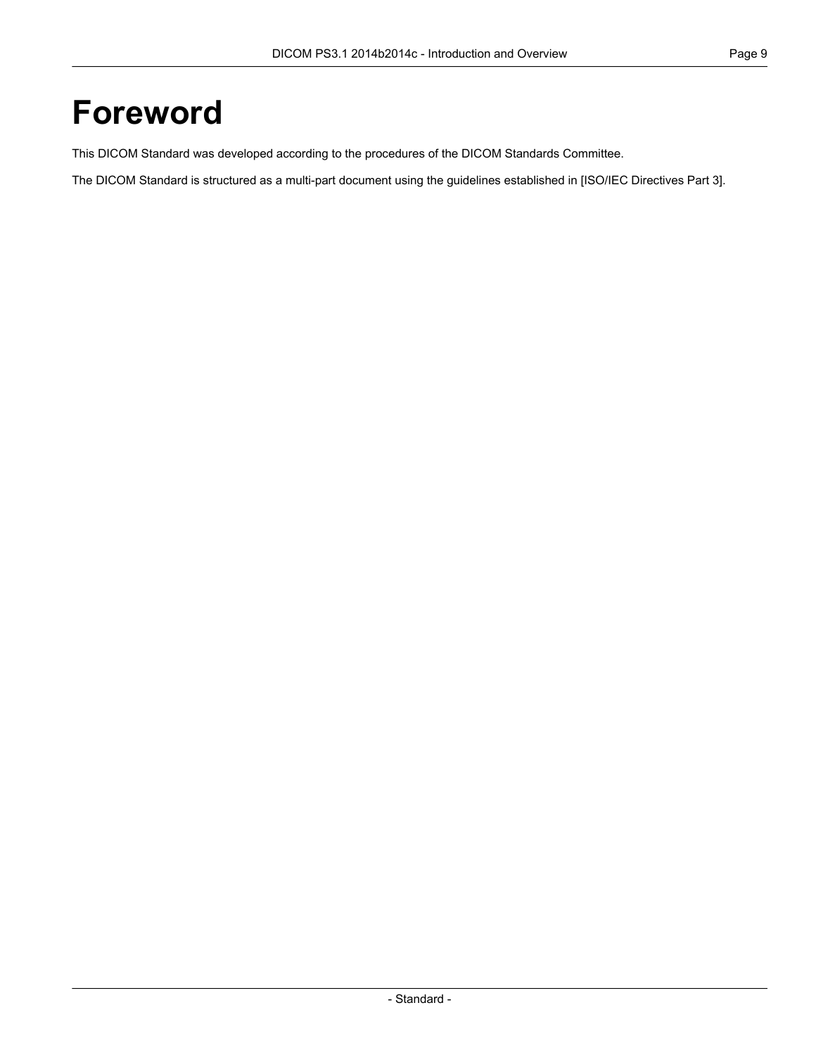# Foreword

This DICOM Standard was developed according to the procedures of the DICOM Standards Committee.

The DICOM Standard is structured as a multi-part document using the guidelines established in [ISO/IEC Directives Part 3].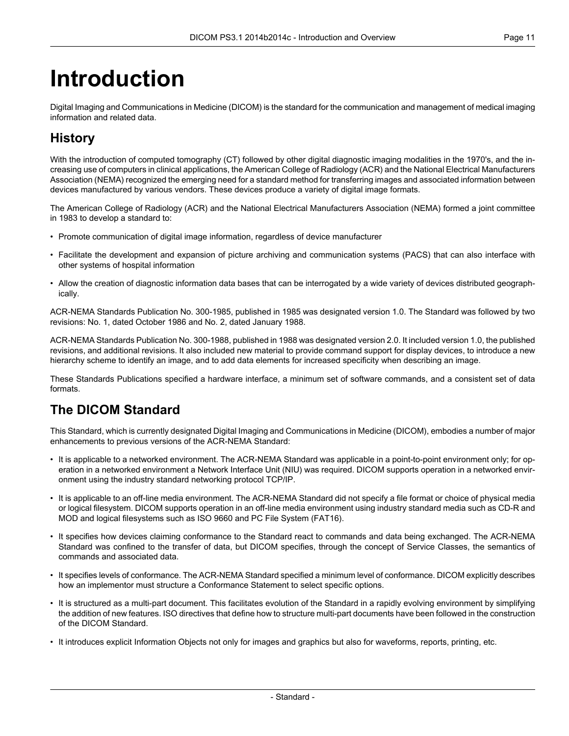# Introduction

Digital Imaging and Communications in Medicine (DICOM) is the standard for the communication and management of medical imaging information and related data.

## History

With the introduction of computed tomography (CT) followed by other digital diagnostic imaging modalities in the 1970's, and the increasing use of computers in clinical applications, the American College of Radiology (ACR) and the National Electrical Manufacturers Association (NEMA) recognized the emerging need for a standard method for transferring images and associated information between devices manufactured by various vendors. These devices produce a variety of digital image formats.

The American College of Radiology (ACR) and the National Electrical Manufacturers Association (NEMA) formed a joint committee in 1983 to develop a standard to:

- Promote communication of digital image information, regardless of device manufacturer
- Facilitate the development and expansion of picture archiving and communication systems (PACS) that can also interface with other systems of hospital information
- Allow the creation of diagnostic information data bases that can be interrogated by a wide variety of devices distributed geographically.

ACR-NEMA Standards Publication No. 300-1985, published in 1985 was designated version 1.0. The Standard was followed by two revisions: No. 1, dated October 1986 and No. 2, dated January 1988.

ACR-NEMA Standards Publication No. 300-1988, published in 1988 was designated version 2.0. It included version 1.0, the published revisions, and additional revisions. It also included new material to provide command support for display devices, to introduce a new hierarchy scheme to identify an image, and to add data elements for increased specificity when describing an image.

These Standards Publications specified a hardware interface, a minimum set of software commands, and a consistent set of data formats.

## The DICOM Standard

This Standard, which is currently designated Digital Imaging and Communications in Medicine (DICOM), embodies a number of major enhancements to previous versions of the ACR-NEMA Standard:

- It is applicable to a networked environment. The ACR-NEMA Standard was applicable in a point-to-point environment only; for operation in a networked environment a Network Interface Unit (NIU) was required. DICOM supports operation in a networked environment using the industry standard networking protocol TCP/IP.
- It is applicable to an off-line media environment. The ACR-NEMA Standard did not specify a file format or choice of physical media or logical filesystem. DICOM supports operation in an off-line media environment using industry standard media such as CD-R and MOD and logical filesystems such as ISO 9660 and PC File System (FAT16).
- It specifies how devices claiming conformance to the Standard react to commands and data being exchanged. The ACR-NEMA Standard was confined to the transfer of data, but DICOM specifies, through the concept of Service Classes, the semantics of commands and associated data.
- It specifies levels of conformance. The ACR-NEMA Standard specified a minimum level of conformance. DICOM explicitly describes how an implementor must structure a Conformance Statement to select specific options.
- It is structured as a multi-part document. This facilitates evolution of the Standard in a rapidly evolving environment by simplifying the addition of new features. ISO directives that define how to structure multi-part documents have been followed in the construction of the DICOM Standard.
- It introduces explicit Information Objects not only for images and graphics but also for waveforms, reports, printing, etc.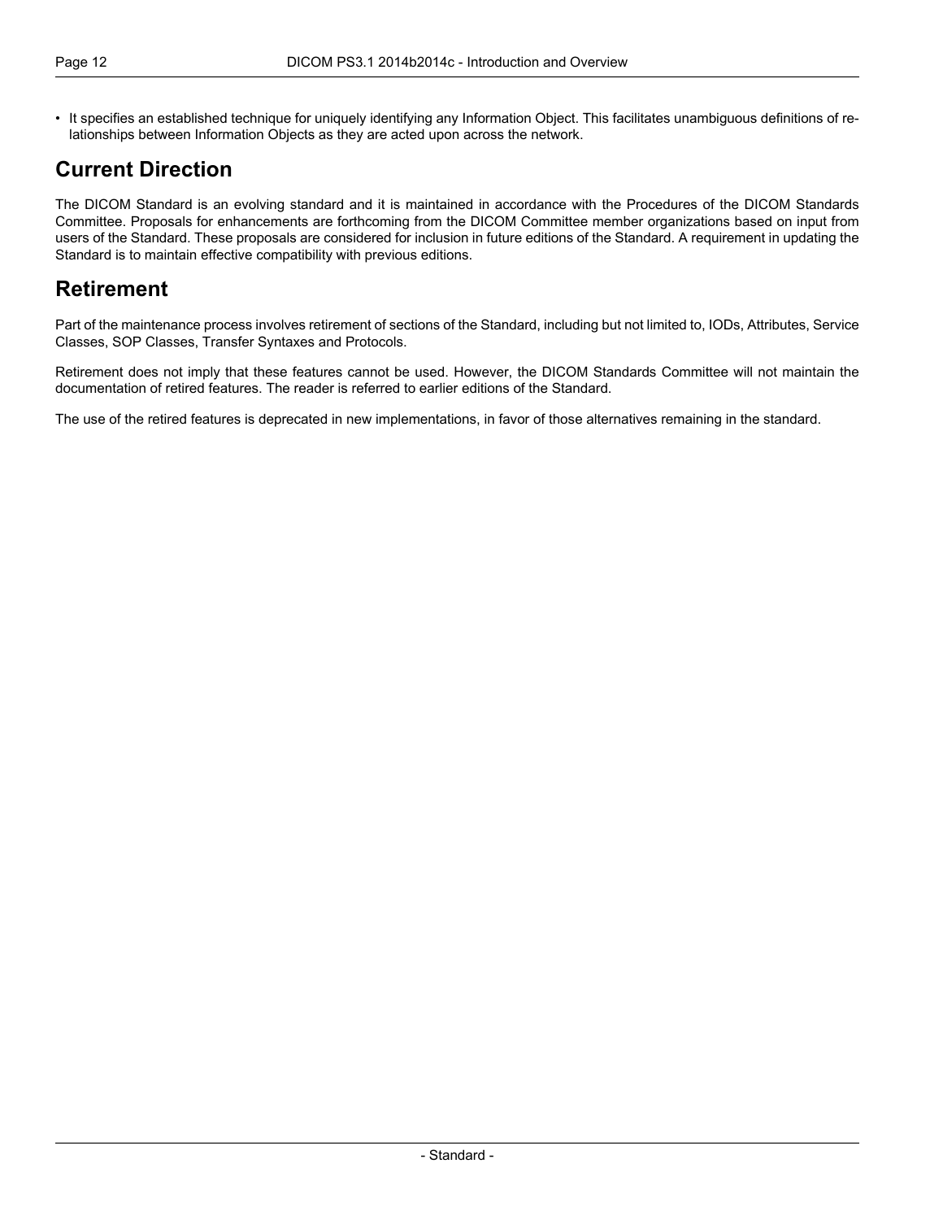- It specifies an established technique for uniquely identifying any Information Object. This facilitates unambiguous definitions of relationships between Information Objects as they are acted upon across the network.

## Current Direction

The DICOM Standard is an evolving standard and it is maintained in accordance with the Procedures of the DICOM Standards Committee. Proposals for enhancements are forthcoming from the DICOM Committee member organizations based on input from users of the Standard. These proposals are considered for inclusion in future editions of the Standard. A requirement in updating the Standard is to maintain effective compatibility with previous editions.

## Retirement

Part of the maintenance process involves retirement of sections of the Standard, including but not limited to, IODs, Attributes, Service Classes, SOP Classes, Transfer Syntaxes and Protocols.

Retirement does not imply that these features cannot be used. However, the DICOM Standards Committee will not maintain the documentation of retired features. The reader is referred to earlier editions of the Standard.

The use of the retired features is deprecated in new implementations, in favor of those alternatives remaining in the standard.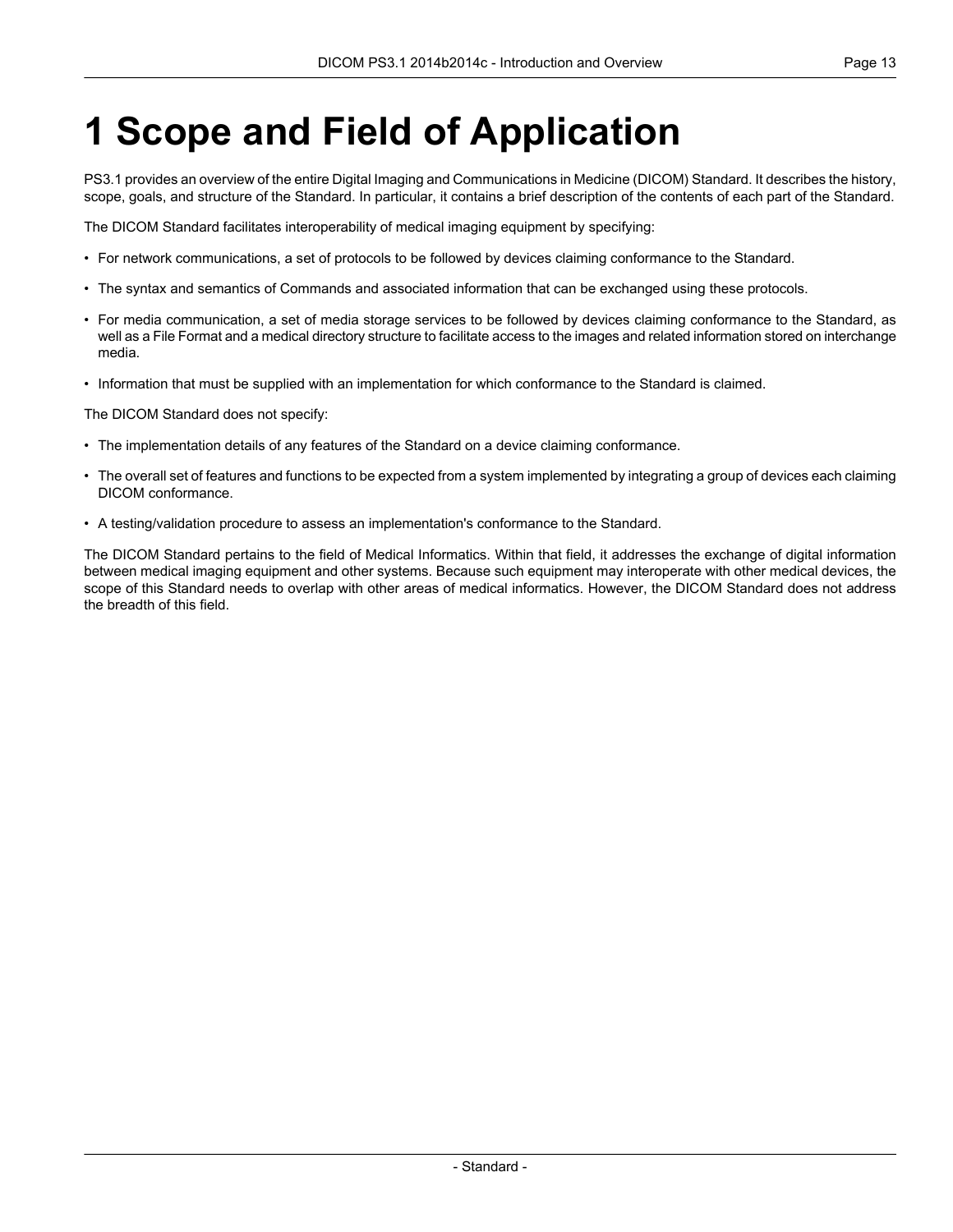# 1 Scope and Field of Application

PS3.1 provides an overview of the entire Digital Imaging and Communications in Medicine (DICOM) Standard. It describes the history, scope, goals, and structure of the Standard. In particular, it contains a brief description of the contents of each part of the Standard.

The DICOM Standard facilitates interoperability of medical imaging equipment by specifying:

- For network communications, a set of protocols to be followed by devices claiming conformance to the Standard.
- The syntax and semantics of Commands and associated information that can be exchanged using these protocols.
- For media communication, a set of media storage services to be followed by devices claiming conformance to the Standard, as well as a File Format and a medical directory structure to facilitate access to the images and related information stored on interchange media.
- Information that must be supplied with an implementation for which conformance to the Standard is claimed.

The DICOM Standard does not specify:

- The implementation details of any features of the Standard on a device claiming conformance.
- The overall set of features and functions to be expected from a system implemented by integrating a group of devices each claiming DICOM conformance.
- A testing/validation procedure to assess an implementation's conformance to the Standard.

The DICOM Standard pertains to the field of Medical Informatics. Within that field, it addresses the exchange of digital information between medical imaging equipment and other systems. Because such equipment may interoperate with other medical devices, the scope of this Standard needs to overlap with other areas of medical informatics. However, the DICOM Standard does not address the breadth of this field.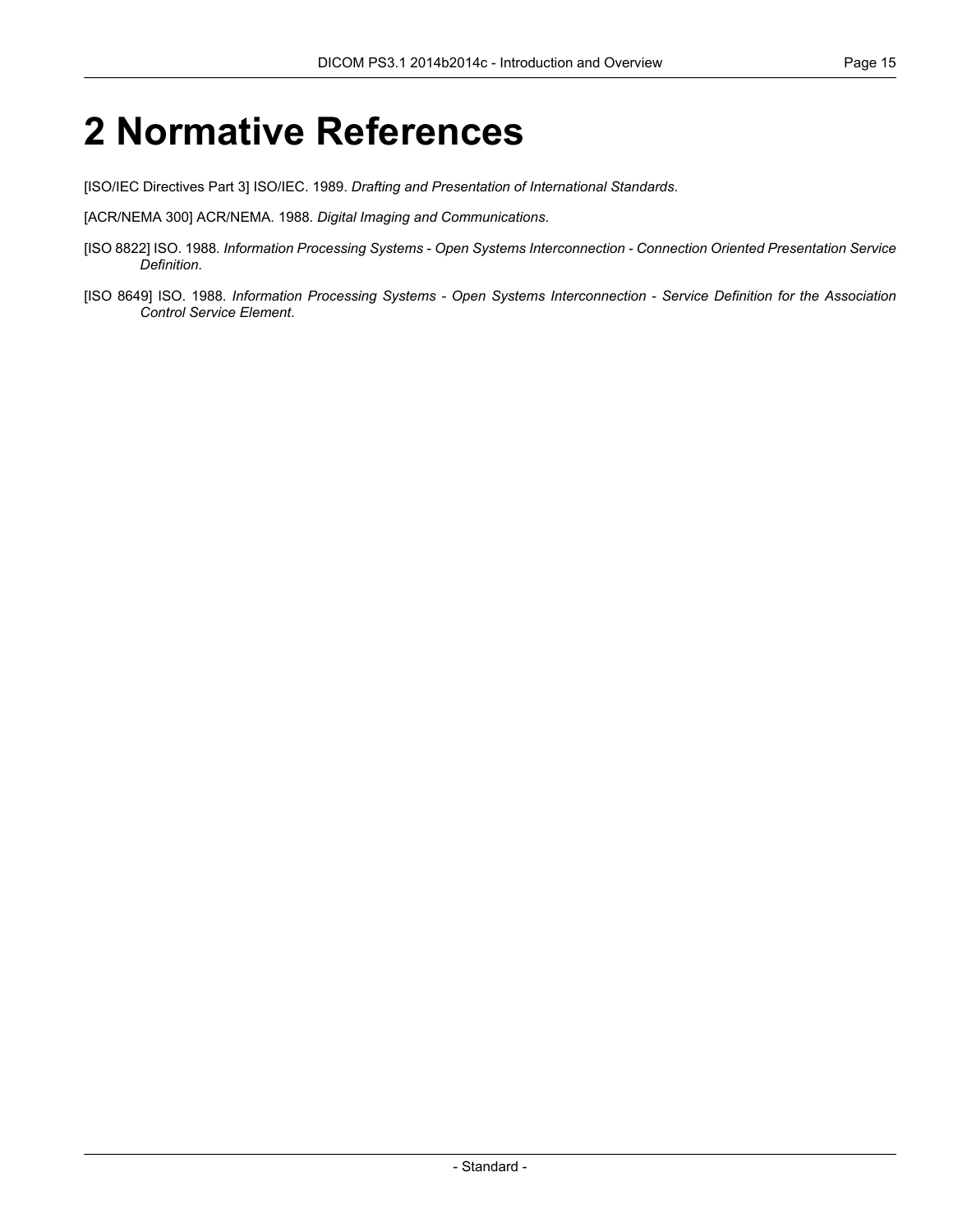# 2 Normative References

[ISO/IEC Directives Part 3] ISO/IEC. 1989. *Drafting and Presentation of International Standards*.

[ACR/NEMA 300] ACR/NEMA. 1988. *Digital Imaging and Communications*.

[ISO 8822] ISO. 1988. *Information Processing Systems - Open Systems Interconnection - Connection Oriented Presentation Service Definition*.

[ISO 8649] ISO. 1988. *Information Processing Systems - Open Systems Interconnection - Service Definition for the Association Control Service Element*.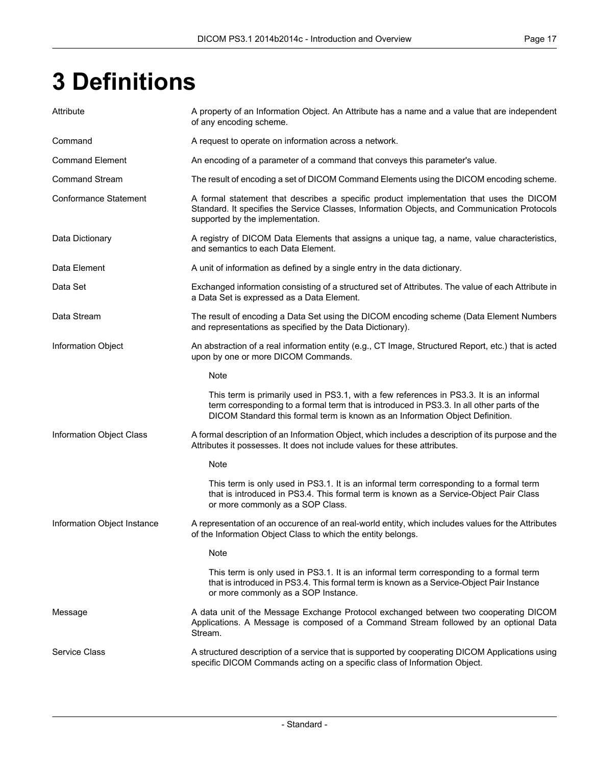# 3 Definitions

**Attribute**
A property of an Information Object. An Attribute has a name and a value that are independent of any encoding scheme.

**Command**
A request to operate on information across a network.

**Command Element**
An encoding of a parameter of a command that conveys this parameter's value.

**Command Stream**
The result of encoding a set of DICOM Command Elements using the DICOM encoding scheme.

**Conformance Statement**
A formal statement that describes a specific product implementation that uses the DICOM Standard. It specifies the Service Classes, Information Objects, and Communication Protocols supported by the implementation.

**Data Dictionary**
A registry of DICOM Data Elements that assigns a unique tag, a name, value characteristics, and semantics to each Data Element.

**Data Element**
A unit of information as defined by a single entry in the data dictionary.

**Data Set**
Exchanged information consisting of a structured set of Attributes. The value of each Attribute in a Data Set is expressed as a Data Element.

**Data Stream**
The result of encoding a Data Set using the DICOM encoding scheme (Data Element Numbers and representations as specified by the Data Dictionary).

**Information Object**
An abstraction of a real information entity (e.g., CT Image, Structured Report, etc.) that is acted upon by one or more DICOM Commands.

> Note
>
> This term is primarily used in PS3.1, with a few references in PS3.3. It is an informal term corresponding to a formal term that is introduced in PS3.3. In all other parts of the DICOM Standard this formal term is known as an Information Object Definition.

**Information Object Class**
A formal description of an Information Object, which includes a description of its purpose and the Attributes it possesses. It does not include values for these attributes.

> Note
>
> This term is only used in PS3.1. It is an informal term corresponding to a formal term that is introduced in PS3.4. This formal term is known as a Service-Object Pair Class or more commonly as a SOP Class.

**Information Object Instance**
A representation of an occurence of an real-world entity, which includes values for the Attributes of the Information Object Class to which the entity belongs.

> Note
>
> This term is only used in PS3.1. It is an informal term corresponding to a formal term that is introduced in PS3.4. This formal term is known as a Service-Object Pair Instance or more commonly as a SOP Instance.

**Message**
A data unit of the Message Exchange Protocol exchanged between two cooperating DICOM Applications. A Message is composed of a Command Stream followed by an optional Data Stream.

**Service Class**
A structured description of a service that is supported by cooperating DICOM Applications using specific DICOM Commands acting on a specific class of Information Object.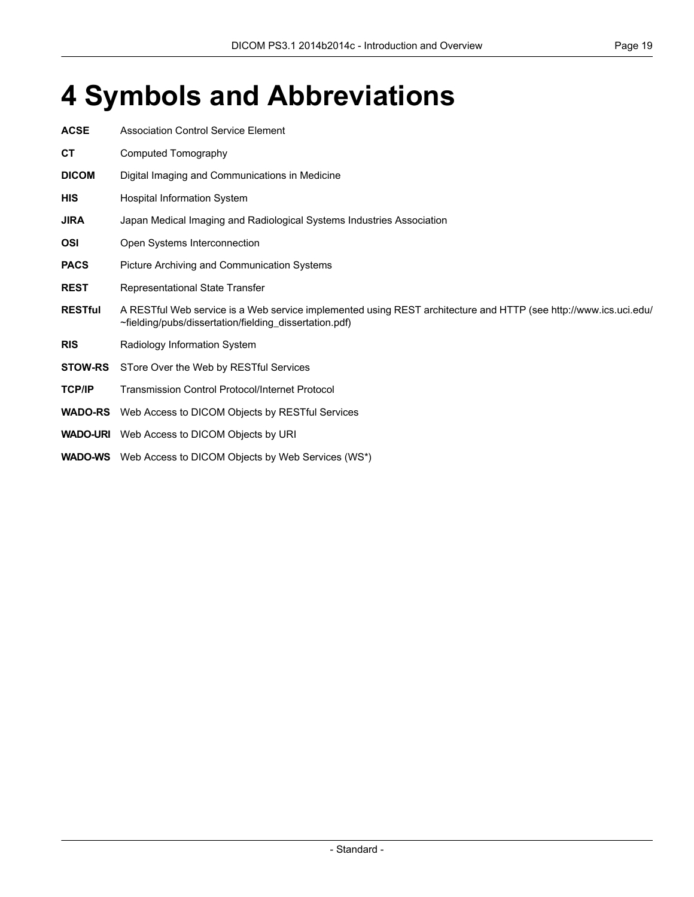# 4 Symbols and Abbreviations

**ACSE** Association Control Service Element

**CT** Computed Tomography

**DICOM** Digital Imaging and Communications in Medicine

**HIS** Hospital Information System

**JIRA** Japan Medical Imaging and Radiological Systems Industries Association

**OSI** Open Systems Interconnection

**PACS** Picture Archiving and Communication Systems

**REST** Representational State Transfer

**RESTful** A RESTful Web service is a Web service implemented using REST architecture and HTTP (see http://www.ics.uci.edu/~fielding/pubs/dissertation/fielding_dissertation.pdf)

**RIS** Radiology Information System

**STOW-RS** STore Over the Web by RESTful Services

**TCP/IP** Transmission Control Protocol/Internet Protocol

**WADO-RS** Web Access to DICOM Objects by RESTful Services

**WADO-URI** Web Access to DICOM Objects by URI

**WADO-WS** Web Access to DICOM Objects by Web Services (WS*)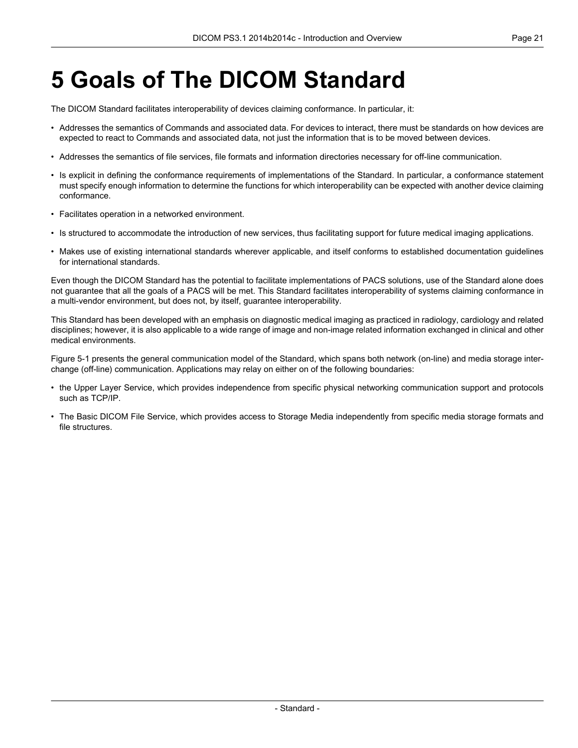# 5 Goals of The DICOM Standard

The DICOM Standard facilitates interoperability of devices claiming conformance. In particular, it:

- Addresses the semantics of Commands and associated data. For devices to interact, there must be standards on how devices are expected to react to Commands and associated data, not just the information that is to be moved between devices.
- Addresses the semantics of file services, file formats and information directories necessary for off-line communication.
- Is explicit in defining the conformance requirements of implementations of the Standard. In particular, a conformance statement must specify enough information to determine the functions for which interoperability can be expected with another device claiming conformance.
- Facilitates operation in a networked environment.
- Is structured to accommodate the introduction of new services, thus facilitating support for future medical imaging applications.
- Makes use of existing international standards wherever applicable, and itself conforms to established documentation guidelines for international standards.

Even though the DICOM Standard has the potential to facilitate implementations of PACS solutions, use of the Standard alone does not guarantee that all the goals of a PACS will be met. This Standard facilitates interoperability of systems claiming conformance in a multi-vendor environment, but does not, by itself, guarantee interoperability.

This Standard has been developed with an emphasis on diagnostic medical imaging as practiced in radiology, cardiology and related disciplines; however, it is also applicable to a wide range of image and non-image related information exchanged in clinical and other medical environments.

Figure 5-1 presents the general communication model of the Standard, which spans both network (on-line) and media storage interchange (off-line) communication. Applications may relay on either on of the following boundaries:

- the Upper Layer Service, which provides independence from specific physical networking communication support and protocols such as TCP/IP.
- The Basic DICOM File Service, which provides access to Storage Media independently from specific media storage formats and file structures.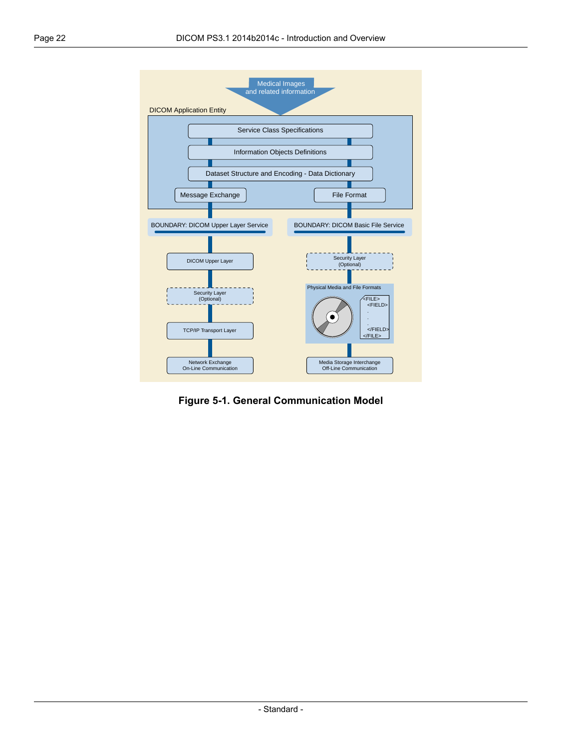**Figure 5-1. General Communication Model**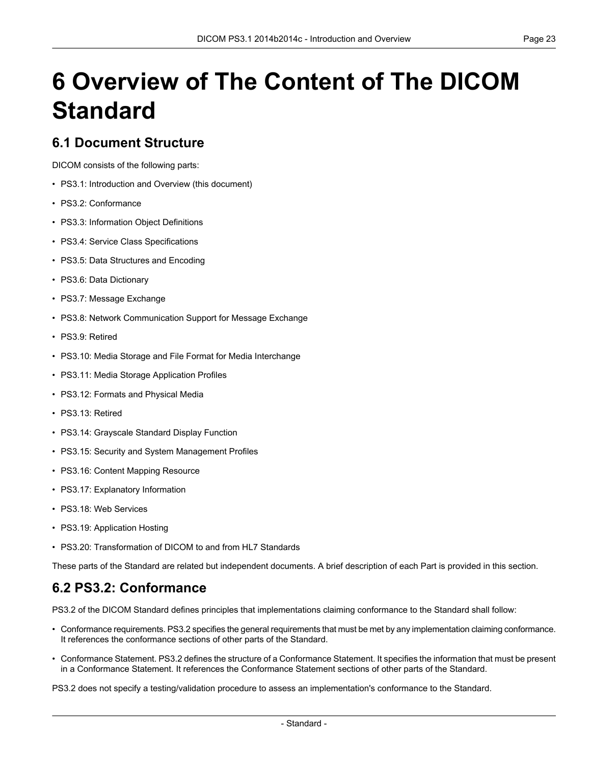# 6 Overview of The Content of The DICOM Standard

## 6.1 Document Structure

DICOM consists of the following parts:

- PS3.1: Introduction and Overview (this document)
- PS3.2: Conformance
- PS3.3: Information Object Definitions
- PS3.4: Service Class Specifications
- PS3.5: Data Structures and Encoding
- PS3.6: Data Dictionary
- PS3.7: Message Exchange
- PS3.8: Network Communication Support for Message Exchange
- PS3.9: Retired
- PS3.10: Media Storage and File Format for Media Interchange
- PS3.11: Media Storage Application Profiles
- PS3.12: Formats and Physical Media
- PS3.13: Retired
- PS3.14: Grayscale Standard Display Function
- PS3.15: Security and System Management Profiles
- PS3.16: Content Mapping Resource
- PS3.17: Explanatory Information
- PS3.18: Web Services
- PS3.19: Application Hosting
- PS3.20: Transformation of DICOM to and from HL7 Standards

These parts of the Standard are related but independent documents. A brief description of each Part is provided in this section.

## 6.2 PS3.2: Conformance

PS3.2 of the DICOM Standard defines principles that implementations claiming conformance to the Standard shall follow:

- Conformance requirements. PS3.2 specifies the general requirements that must be met by any implementation claiming conformance. It references the conformance sections of other parts of the Standard.
- Conformance Statement. PS3.2 defines the structure of a Conformance Statement. It specifies the information that must be present in a Conformance Statement. It references the Conformance Statement sections of other parts of the Standard.

PS3.2 does not specify a testing/validation procedure to assess an implementation's conformance to the Standard.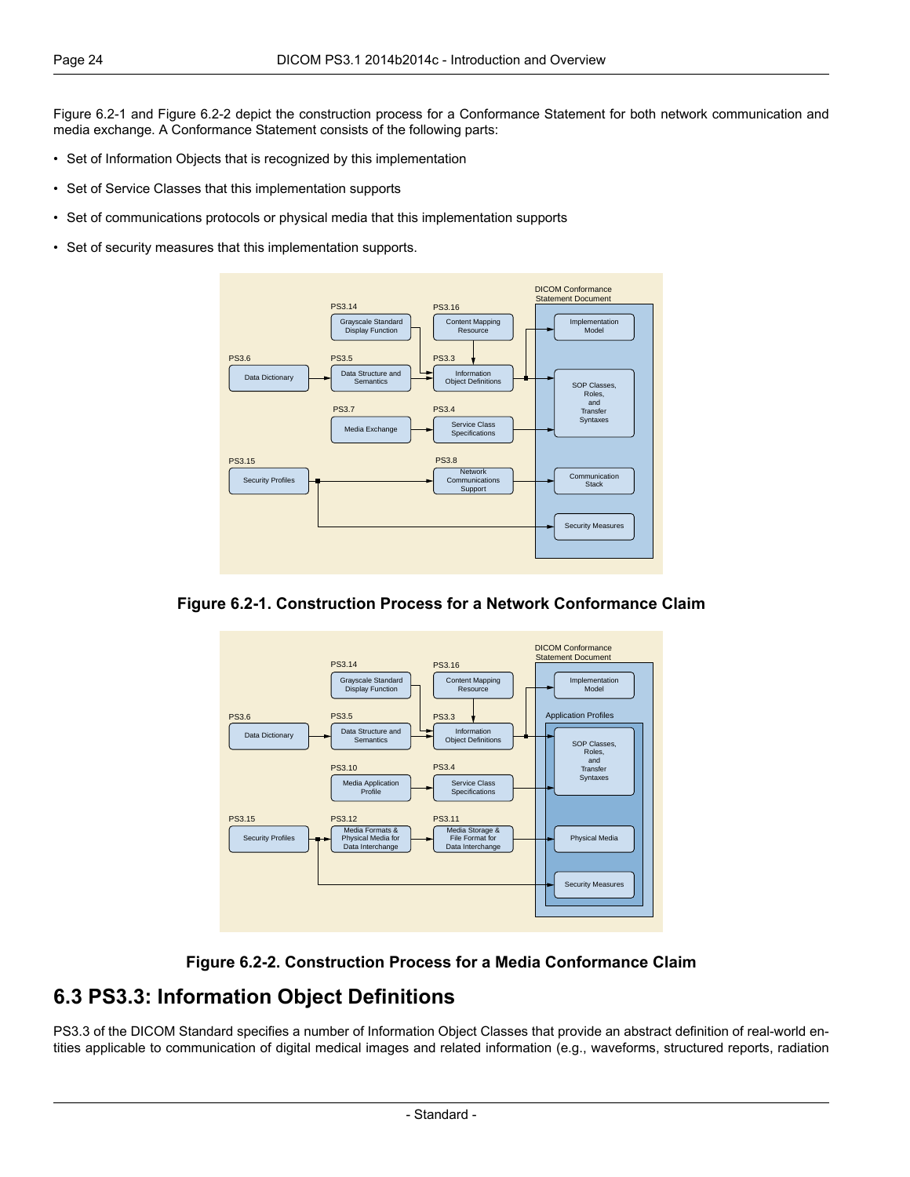Figure 6.2-1 and Figure 6.2-2 depict the construction process for a Conformance Statement for both network communication and media exchange. A Conformance Statement consists of the following parts:

- Set of Information Objects that is recognized by this implementation
- Set of Service Classes that this implementation supports
- Set of communications protocols or physical media that this implementation supports
- Set of security measures that this implementation supports.

**Figure 6.2-1. Construction Process for a Network Conformance Claim**

**Figure 6.2-2. Construction Process for a Media Conformance Claim**

## 6.3 PS3.3: Information Object Definitions

PS3.3 of the DICOM Standard specifies a number of Information Object Classes that provide an abstract definition of real-world entities applicable to communication of digital medical images and related information (e.g., waveforms, structured reports, radiation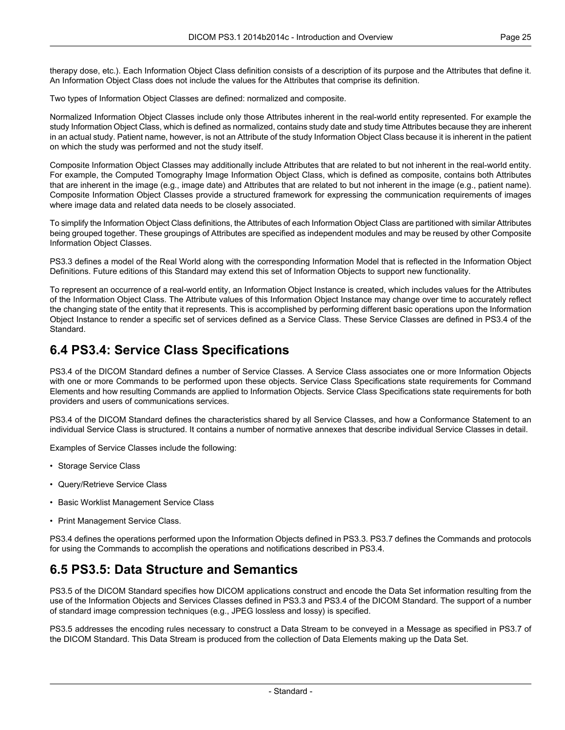therapy dose, etc.). Each Information Object Class definition consists of a description of its purpose and the Attributes that define it. An Information Object Class does not include the values for the Attributes that comprise its definition.

Two types of Information Object Classes are defined: normalized and composite.

Normalized Information Object Classes include only those Attributes inherent in the real-world entity represented. For example the study Information Object Class, which is defined as normalized, contains study date and study time Attributes because they are inherent in an actual study. Patient name, however, is not an Attribute of the study Information Object Class because it is inherent in the patient on which the study was performed and not the study itself.

Composite Information Object Classes may additionally include Attributes that are related to but not inherent in the real-world entity. For example, the Computed Tomography Image Information Object Class, which is defined as composite, contains both Attributes that are inherent in the image (e.g., image date) and Attributes that are related to but not inherent in the image (e.g., patient name). Composite Information Object Classes provide a structured framework for expressing the communication requirements of images where image data and related data needs to be closely associated.

To simplify the Information Object Class definitions, the Attributes of each Information Object Class are partitioned with similar Attributes being grouped together. These groupings of Attributes are specified as independent modules and may be reused by other Composite Information Object Classes.

PS3.3 defines a model of the Real World along with the corresponding Information Model that is reflected in the Information Object Definitions. Future editions of this Standard may extend this set of Information Objects to support new functionality.

To represent an occurrence of a real-world entity, an Information Object Instance is created, which includes values for the Attributes of the Information Object Class. The Attribute values of this Information Object Instance may change over time to accurately reflect the changing state of the entity that it represents. This is accomplished by performing different basic operations upon the Information Object Instance to render a specific set of services defined as a Service Class. These Service Classes are defined in PS3.4 of the Standard.

## 6.4 PS3.4: Service Class Specifications

PS3.4 of the DICOM Standard defines a number of Service Classes. A Service Class associates one or more Information Objects with one or more Commands to be performed upon these objects. Service Class Specifications state requirements for Command Elements and how resulting Commands are applied to Information Objects. Service Class Specifications state requirements for both providers and users of communications services.

PS3.4 of the DICOM Standard defines the characteristics shared by all Service Classes, and how a Conformance Statement to an individual Service Class is structured. It contains a number of normative annexes that describe individual Service Classes in detail.

Examples of Service Classes include the following:

- Storage Service Class
- Query/Retrieve Service Class
- Basic Worklist Management Service Class
- Print Management Service Class.

PS3.4 defines the operations performed upon the Information Objects defined in PS3.3. PS3.7 defines the Commands and protocols for using the Commands to accomplish the operations and notifications described in PS3.4.

## 6.5 PS3.5: Data Structure and Semantics

PS3.5 of the DICOM Standard specifies how DICOM applications construct and encode the Data Set information resulting from the use of the Information Objects and Services Classes defined in PS3.3 and PS3.4 of the DICOM Standard. The support of a number of standard image compression techniques (e.g., JPEG lossless and lossy) is specified.

PS3.5 addresses the encoding rules necessary to construct a Data Stream to be conveyed in a Message as specified in PS3.7 of the DICOM Standard. This Data Stream is produced from the collection of Data Elements making up the Data Set.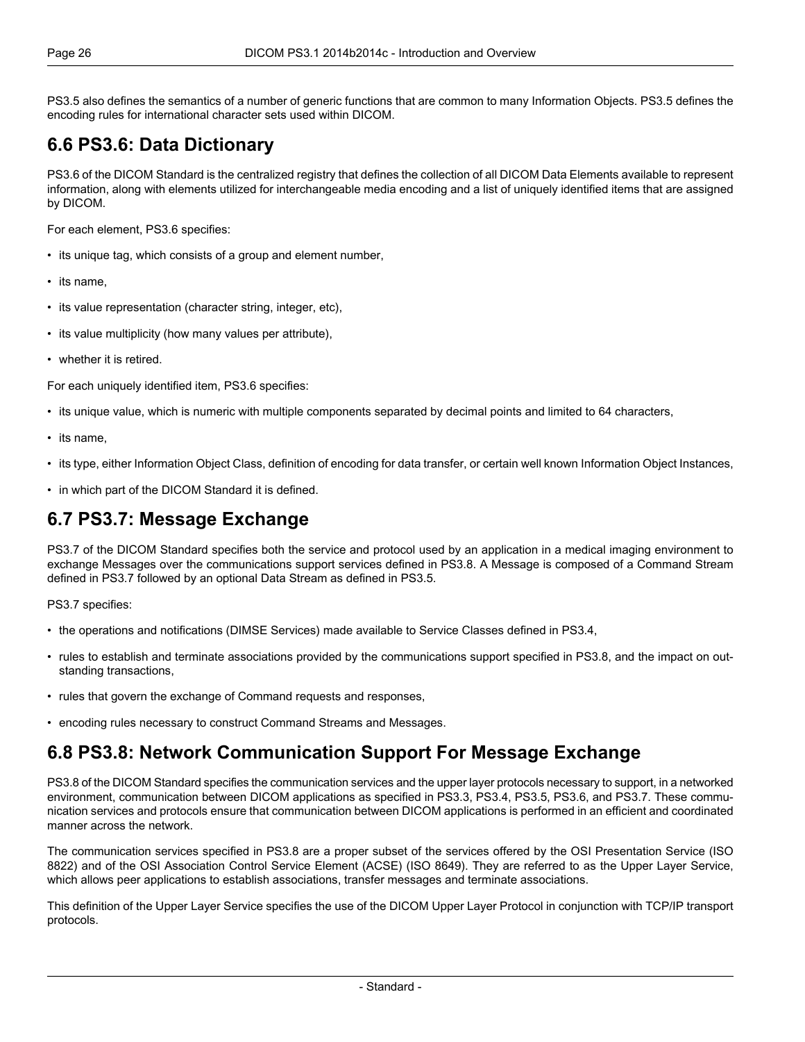PS3.5 also defines the semantics of a number of generic functions that are common to many Information Objects. PS3.5 defines the encoding rules for international character sets used within DICOM.

## 6.6 PS3.6: Data Dictionary

PS3.6 of the DICOM Standard is the centralized registry that defines the collection of all DICOM Data Elements available to represent information, along with elements utilized for interchangeable media encoding and a list of uniquely identified items that are assigned by DICOM.

For each element, PS3.6 specifies:

- its unique tag, which consists of a group and element number,
- its name,
- its value representation (character string, integer, etc),
- its value multiplicity (how many values per attribute),
- whether it is retired.

For each uniquely identified item, PS3.6 specifies:

- its unique value, which is numeric with multiple components separated by decimal points and limited to 64 characters,
- its name,
- its type, either Information Object Class, definition of encoding for data transfer, or certain well known Information Object Instances,
- in which part of the DICOM Standard it is defined.

## 6.7 PS3.7: Message Exchange

PS3.7 of the DICOM Standard specifies both the service and protocol used by an application in a medical imaging environment to exchange Messages over the communications support services defined in PS3.8. A Message is composed of a Command Stream defined in PS3.7 followed by an optional Data Stream as defined in PS3.5.

PS3.7 specifies:

- the operations and notifications (DIMSE Services) made available to Service Classes defined in PS3.4,
- rules to establish and terminate associations provided by the communications support specified in PS3.8, and the impact on outstanding transactions,
- rules that govern the exchange of Command requests and responses,
- encoding rules necessary to construct Command Streams and Messages.

## 6.8 PS3.8: Network Communication Support For Message Exchange

PS3.8 of the DICOM Standard specifies the communication services and the upper layer protocols necessary to support, in a networked environment, communication between DICOM applications as specified in PS3.3, PS3.4, PS3.5, PS3.6, and PS3.7. These communication services and protocols ensure that communication between DICOM applications is performed in an efficient and coordinated manner across the network.

The communication services specified in PS3.8 are a proper subset of the services offered by the OSI Presentation Service (ISO 8822) and of the OSI Association Control Service Element (ACSE) (ISO 8649). They are referred to as the Upper Layer Service, which allows peer applications to establish associations, transfer messages and terminate associations.

This definition of the Upper Layer Service specifies the use of the DICOM Upper Layer Protocol in conjunction with TCP/IP transport protocols.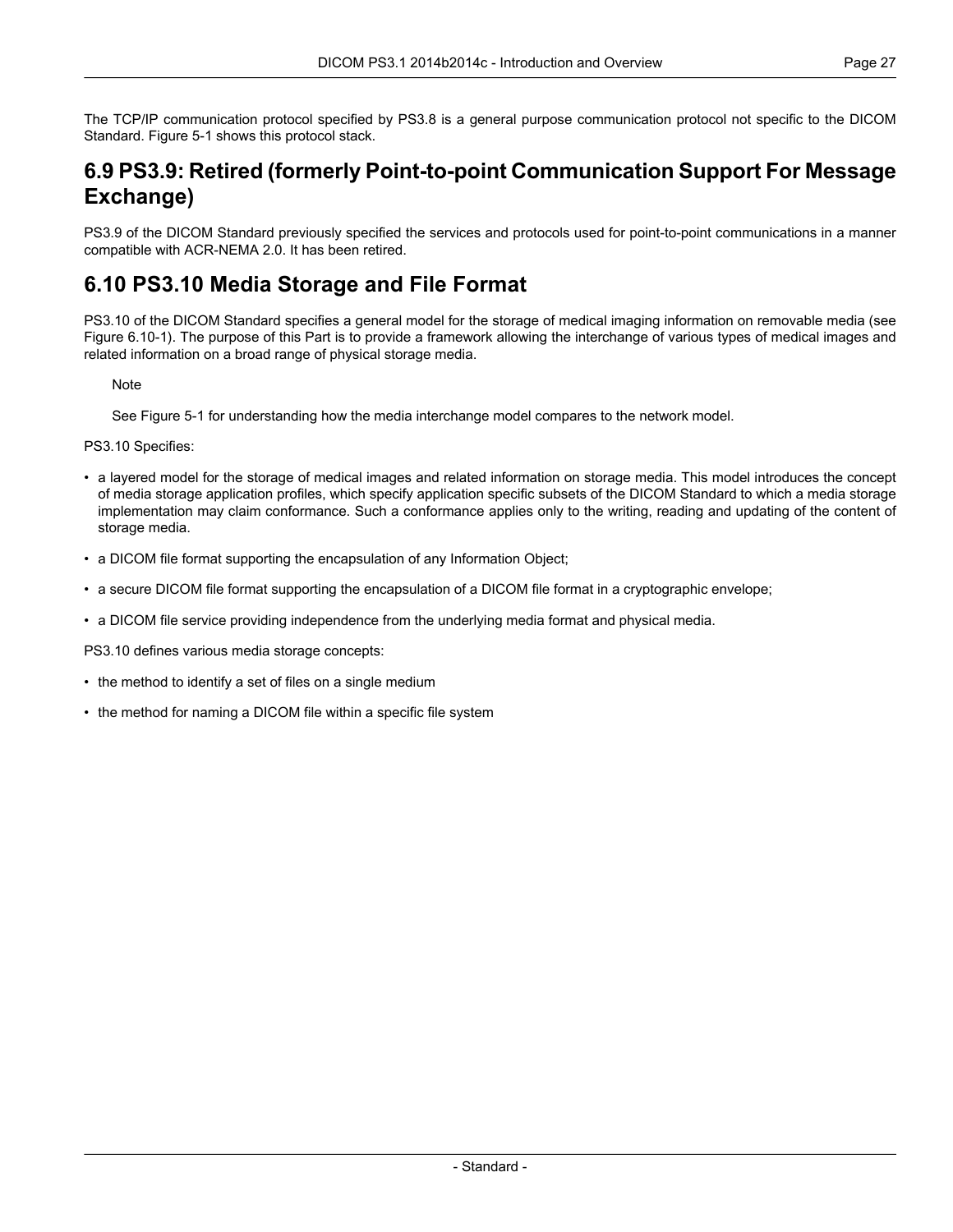The TCP/IP communication protocol specified by PS3.8 is a general purpose communication protocol not specific to the DICOM Standard. Figure 5-1 shows this protocol stack.

## 6.9 PS3.9: Retired (formerly Point-to-point Communication Support For Message Exchange)

PS3.9 of the DICOM Standard previously specified the services and protocols used for point-to-point communications in a manner compatible with ACR-NEMA 2.0. It has been retired.

## 6.10 PS3.10 Media Storage and File Format

PS3.10 of the DICOM Standard specifies a general model for the storage of medical imaging information on removable media (see Figure 6.10-1). The purpose of this Part is to provide a framework allowing the interchange of various types of medical images and related information on a broad range of physical storage media.

> Note
>
> See Figure 5-1 for understanding how the media interchange model compares to the network model.

PS3.10 Specifies:

- a layered model for the storage of medical images and related information on storage media. This model introduces the concept of media storage application profiles, which specify application specific subsets of the DICOM Standard to which a media storage implementation may claim conformance. Such a conformance applies only to the writing, reading and updating of the content of storage media.
- a DICOM file format supporting the encapsulation of any Information Object;
- a secure DICOM file format supporting the encapsulation of a DICOM file format in a cryptographic envelope;
- a DICOM file service providing independence from the underlying media format and physical media.

PS3.10 defines various media storage concepts:

- the method to identify a set of files on a single medium
- the method for naming a DICOM file within a specific file system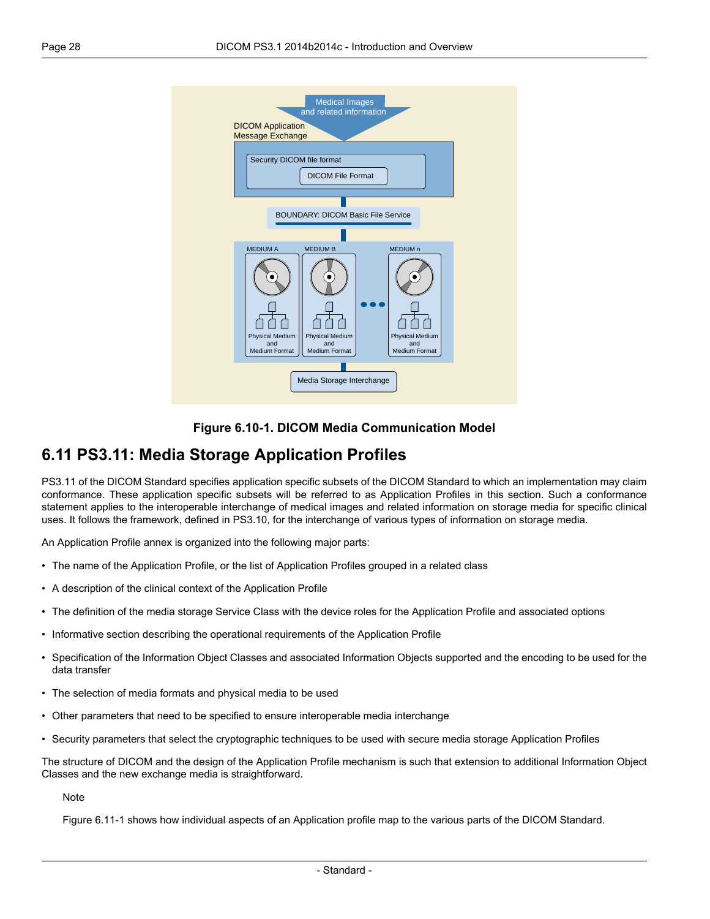Figure 6.10-1. DICOM Media Communication Model

## 6.11 PS3.11: Media Storage Application Profiles

PS3.11 of the DICOM Standard specifies application specific subsets of the DICOM Standard to which an implementation may claim conformance. These application specific subsets will be referred to as Application Profiles in this section. Such a conformance statement applies to the interoperable interchange of medical images and related information on storage media for specific clinical uses. It follows the framework, defined in PS3.10, for the interchange of various types of information on storage media.

An Application Profile annex is organized into the following major parts:

- The name of the Application Profile, or the list of Application Profiles grouped in a related class
- A description of the clinical context of the Application Profile
- The definition of the media storage Service Class with the device roles for the Application Profile and associated options
- Informative section describing the operational requirements of the Application Profile
- Specification of the Information Object Classes and associated Information Objects supported and the encoding to be used for the data transfer
- The selection of media formats and physical media to be used
- Other parameters that need to be specified to ensure interoperable media interchange
- Security parameters that select the cryptographic techniques to be used with secure media storage Application Profiles

The structure of DICOM and the design of the Application Profile mechanism is such that extension to additional Information Object Classes and the new exchange media is straightforward.

Note

Figure 6.11-1 shows how individual aspects of an Application profile map to the various parts of the DICOM Standard.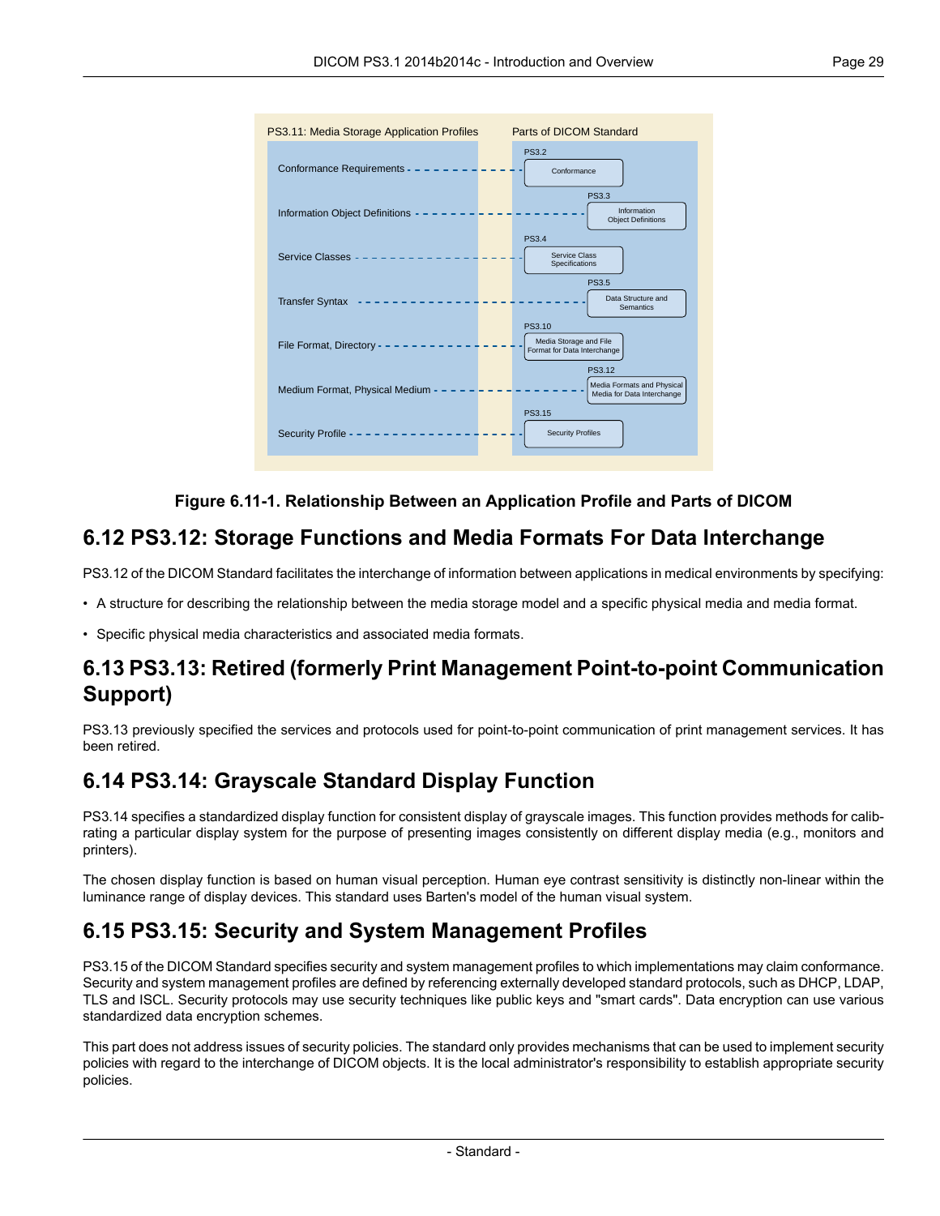Figure 6.11-1. Relationship Between an Application Profile and Parts of DICOM

## 6.12 PS3.12: Storage Functions and Media Formats For Data Interchange

PS3.12 of the DICOM Standard facilitates the interchange of information between applications in medical environments by specifying:

- A structure for describing the relationship between the media storage model and a specific physical media and media format.
- Specific physical media characteristics and associated media formats.

## 6.13 PS3.13: Retired (formerly Print Management Point-to-point Communication Support)

PS3.13 previously specified the services and protocols used for point-to-point communication of print management services. It has been retired.

## 6.14 PS3.14: Grayscale Standard Display Function

PS3.14 specifies a standardized display function for consistent display of grayscale images. This function provides methods for calibrating a particular display system for the purpose of presenting images consistently on different display media (e.g., monitors and printers).

The chosen display function is based on human visual perception. Human eye contrast sensitivity is distinctly non-linear within the luminance range of display devices. This standard uses Barten's model of the human visual system.

## 6.15 PS3.15: Security and System Management Profiles

PS3.15 of the DICOM Standard specifies security and system management profiles to which implementations may claim conformance. Security and system management profiles are defined by referencing externally developed standard protocols, such as DHCP, LDAP, TLS and ISCL. Security protocols may use security techniques like public keys and "smart cards". Data encryption can use various standardized data encryption schemes.

This part does not address issues of security policies. The standard only provides mechanisms that can be used to implement security policies with regard to the interchange of DICOM objects. It is the local administrator's responsibility to establish appropriate security policies.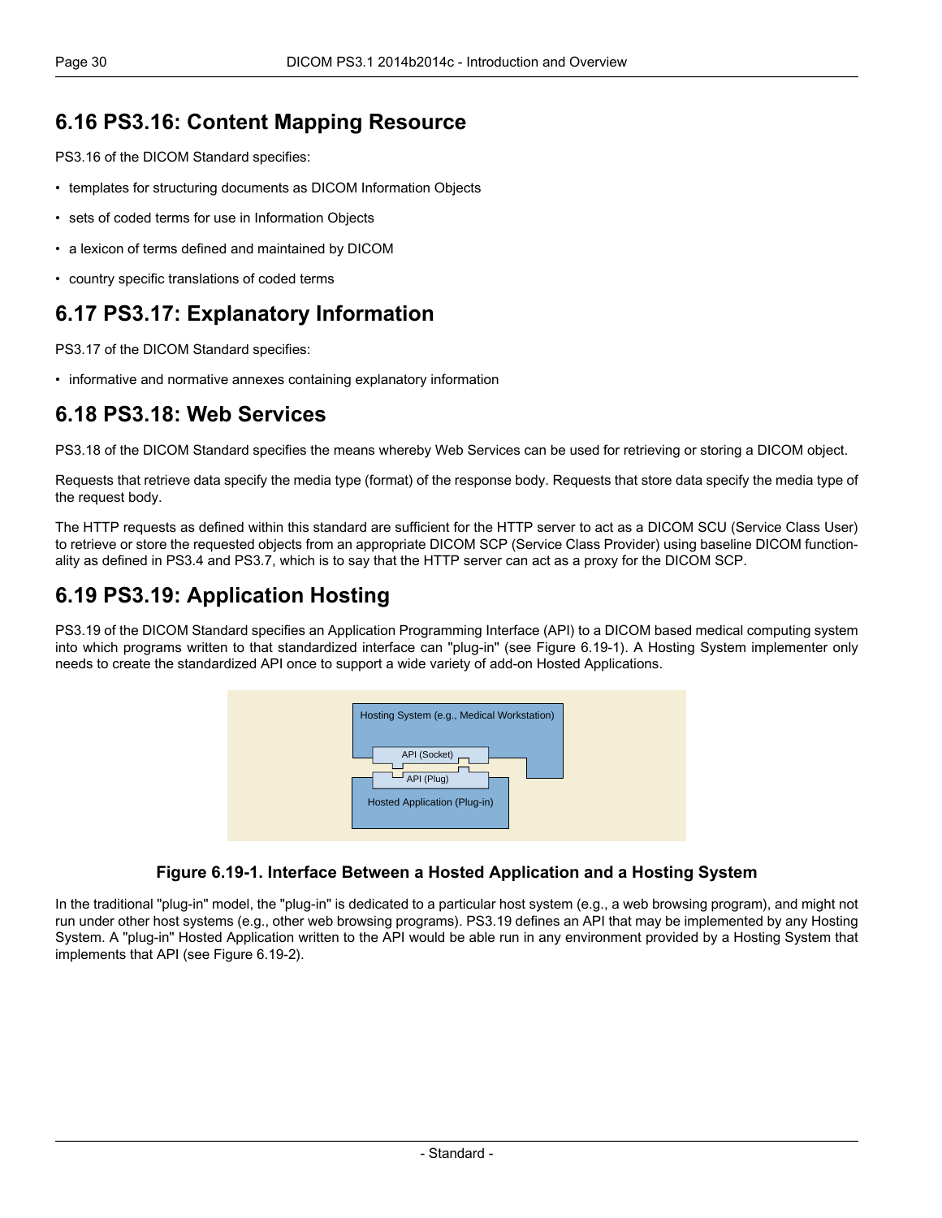## 6.16 PS3.16: Content Mapping Resource

PS3.16 of the DICOM Standard specifies:

- templates for structuring documents as DICOM Information Objects
- sets of coded terms for use in Information Objects
- a lexicon of terms defined and maintained by DICOM
- country specific translations of coded terms

## 6.17 PS3.17: Explanatory Information

PS3.17 of the DICOM Standard specifies:

- informative and normative annexes containing explanatory information

## 6.18 PS3.18: Web Services

PS3.18 of the DICOM Standard specifies the means whereby Web Services can be used for retrieving or storing a DICOM object.

Requests that retrieve data specify the media type (format) of the response body. Requests that store data specify the media type of the request body.

The HTTP requests as defined within this standard are sufficient for the HTTP server to act as a DICOM SCU (Service Class User) to retrieve or store the requested objects from an appropriate DICOM SCP (Service Class Provider) using baseline DICOM functionality as defined in PS3.4 and PS3.7, which is to say that the HTTP server can act as a proxy for the DICOM SCP.

## 6.19 PS3.19: Application Hosting

PS3.19 of the DICOM Standard specifies an Application Programming Interface (API) to a DICOM based medical computing system into which programs written to that standardized interface can "plug-in" (see Figure 6.19-1). A Hosting System implementer only needs to create the standardized API once to support a wide variety of add-on Hosted Applications.

Hosting System (e.g., Medical Workstation)

API (Socket)

API (Plug)

Hosted Application (Plug-in)

**Figure 6.19-1. Interface Between a Hosted Application and a Hosting System**

In the traditional "plug-in" model, the "plug-in" is dedicated to a particular host system (e.g., a web browsing program), and might not run under other host systems (e.g., other web browsing programs). PS3.19 defines an API that may be implemented by any Hosting System. A "plug-in" Hosted Application written to the API would be able run in any environment provided by a Hosting System that implements that API (see Figure 6.19-2).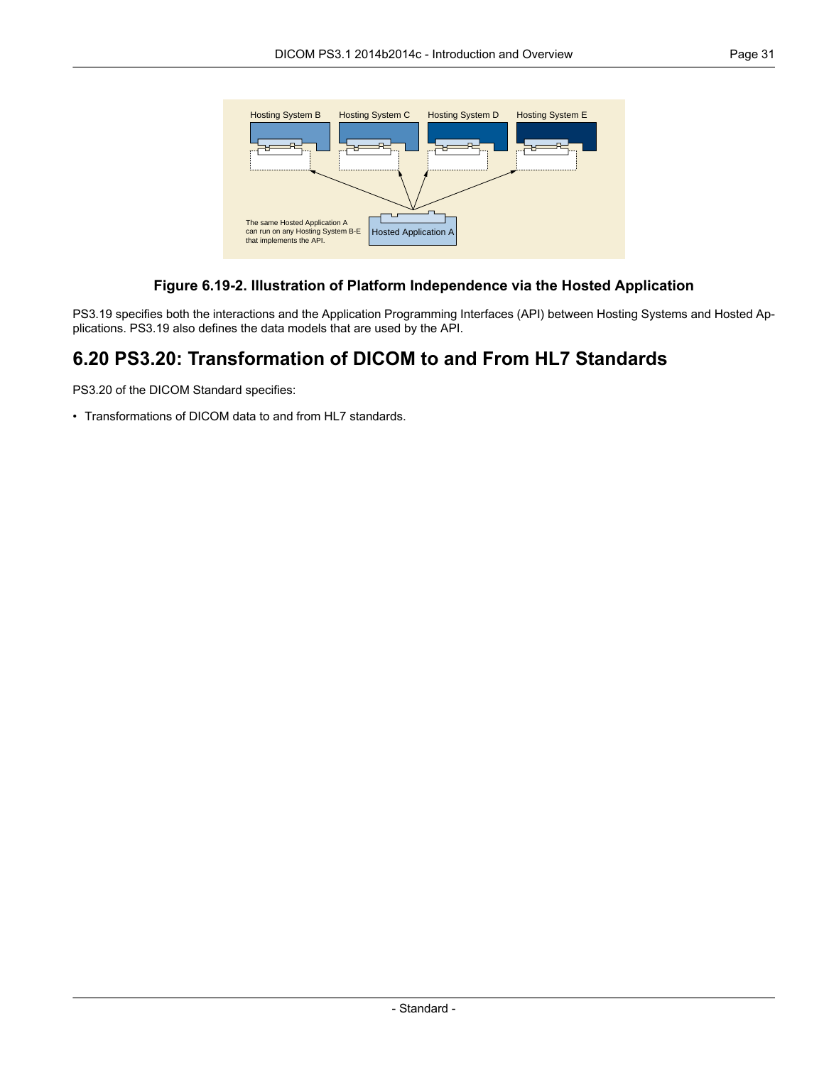**Figure 6.19-2. Illustration of Platform Independence via the Hosted Application**

PS3.19 specifies both the interactions and the Application Programming Interfaces (API) between Hosting Systems and Hosted Applications. PS3.19 also defines the data models that are used by the API.

## 6.20 PS3.20: Transformation of DICOM to and From HL7 Standards

PS3.20 of the DICOM Standard specifies:

- Transformations of DICOM data to and from HL7 standards.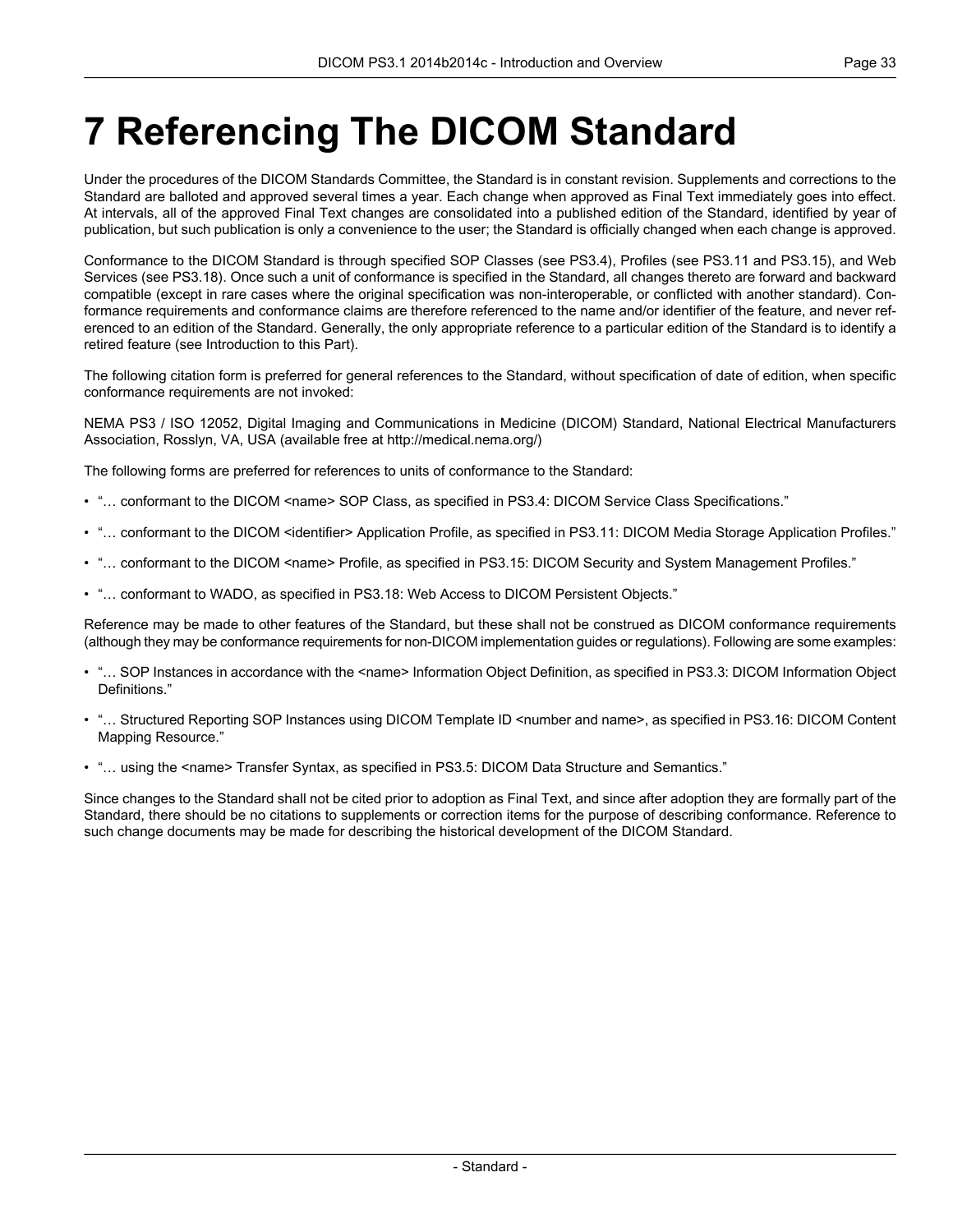# 7 Referencing The DICOM Standard

Under the procedures of the DICOM Standards Committee, the Standard is in constant revision. Supplements and corrections to the Standard are balloted and approved several times a year. Each change when approved as Final Text immediately goes into effect. At intervals, all of the approved Final Text changes are consolidated into a published edition of the Standard, identified by year of publication, but such publication is only a convenience to the user; the Standard is officially changed when each change is approved.

Conformance to the DICOM Standard is through specified SOP Classes (see PS3.4), Profiles (see PS3.11 and PS3.15), and Web Services (see PS3.18). Once such a unit of conformance is specified in the Standard, all changes thereto are forward and backward compatible (except in rare cases where the original specification was non-interoperable, or conflicted with another standard). Conformance requirements and conformance claims are therefore referenced to the name and/or identifier of the feature, and never referenced to an edition of the Standard. Generally, the only appropriate reference to a particular edition of the Standard is to identify a retired feature (see Introduction to this Part).

The following citation form is preferred for general references to the Standard, without specification of date of edition, when specific conformance requirements are not invoked:

NEMA PS3 / ISO 12052, Digital Imaging and Communications in Medicine (DICOM) Standard, National Electrical Manufacturers Association, Rosslyn, VA, USA (available free at http://medical.nema.org/)

The following forms are preferred for references to units of conformance to the Standard:

- "… conformant to the DICOM <name> SOP Class, as specified in PS3.4: DICOM Service Class Specifications."
- "… conformant to the DICOM <identifier> Application Profile, as specified in PS3.11: DICOM Media Storage Application Profiles."
- "… conformant to the DICOM <name> Profile, as specified in PS3.15: DICOM Security and System Management Profiles."
- "… conformant to WADO, as specified in PS3.18: Web Access to DICOM Persistent Objects."

Reference may be made to other features of the Standard, but these shall not be construed as DICOM conformance requirements (although they may be conformance requirements for non-DICOM implementation guides or regulations). Following are some examples:

- "… SOP Instances in accordance with the <name> Information Object Definition, as specified in PS3.3: DICOM Information Object Definitions."
- "… Structured Reporting SOP Instances using DICOM Template ID <number and name>, as specified in PS3.16: DICOM Content Mapping Resource."
- "… using the <name> Transfer Syntax, as specified in PS3.5: DICOM Data Structure and Semantics."

Since changes to the Standard shall not be cited prior to adoption as Final Text, and since after adoption they are formally part of the Standard, there should be no citations to supplements or correction items for the purpose of describing conformance. Reference to such change documents may be made for describing the historical development of the DICOM Standard.